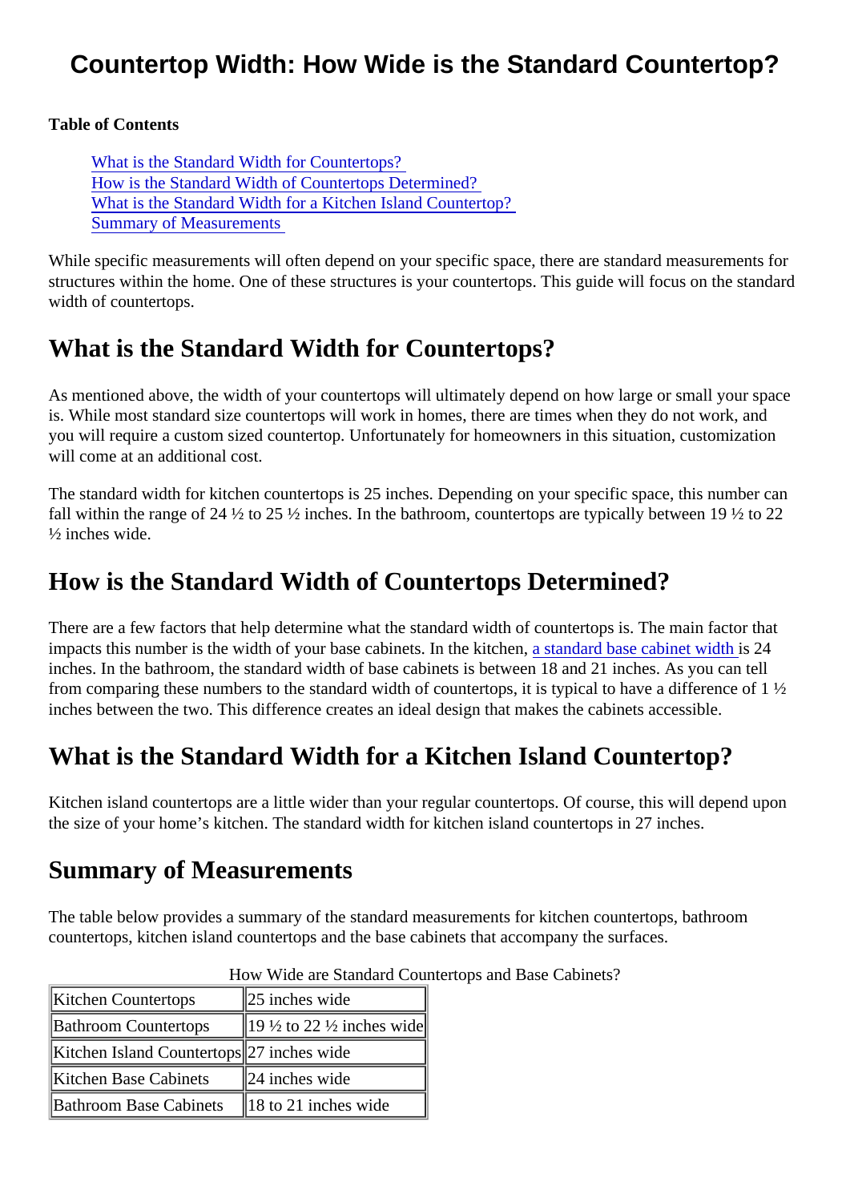# Countertop Width: How Wide is the Standard Countertop?

**Table of Contents**

- What is the Standard Width for Countertops?
- How is the Standard Width of Countertops Determined?
- What is the Standard Width for a Kitchen Island Countertop?
- Summary of Measurements

While specific measurements will often depend on your specific space, there are standard measurements for structures within the home. One of these structures is your countertops. This guide will focus on the standard width of countertops.

## What is the Standard Width for Countertops?

As mentioned above, the width of your countertops will ultimately depend on how large or small your space is. While most standard size countertops will work in homes, there are times when they do not work, and you will require a custom sized countertop. Unfortunately for homeowners in this situation, customization will come at an additional cost.

The standard width for kitchen countertops is 25 inches. Depending on your specific space, this number can fall within the range of 24 ½ to 25 ½ inches. In the bathroom, countertops are typically between 19 ½ to 22 ½ inches wide.

## How is the Standard Width of Countertops Determined?

There are a few factors that help determine what the standard width of countertops is. The main factor that impacts this number is the width of your base cabinets. In the kitchen, a standard base cabinet width is 24 inches. In the bathroom, the standard width of base cabinets is between 18 and 21 inches. As you can tell from comparing these numbers to the standard width of countertops, it is typical to have a difference of 1 ½ inches between the two. This difference creates an ideal design that makes the cabinets accessible.

## What is the Standard Width for a Kitchen Island Countertop?

Kitchen island countertops are a little wider than your regular countertops. Of course, this will depend upon the size of your home's kitchen. The standard width for kitchen island countertops in 27 inches.

## Summary of Measurements

The table below provides a summary of the standard measurements for kitchen countertops, bathroom countertops, kitchen island countertops and the base cabinets that accompany the surfaces.

How Wide are Standard Countertops and Base Cabinets?

| | |
|---|---|
| Kitchen Countertops | 25 inches wide |
| Bathroom Countertops | 19 ½ to 22 ½ inches wide |
| Kitchen Island Countertops | 27 inches wide |
| Kitchen Base Cabinets | 24 inches wide |
| Bathroom Base Cabinets | 18 to 21 inches wide |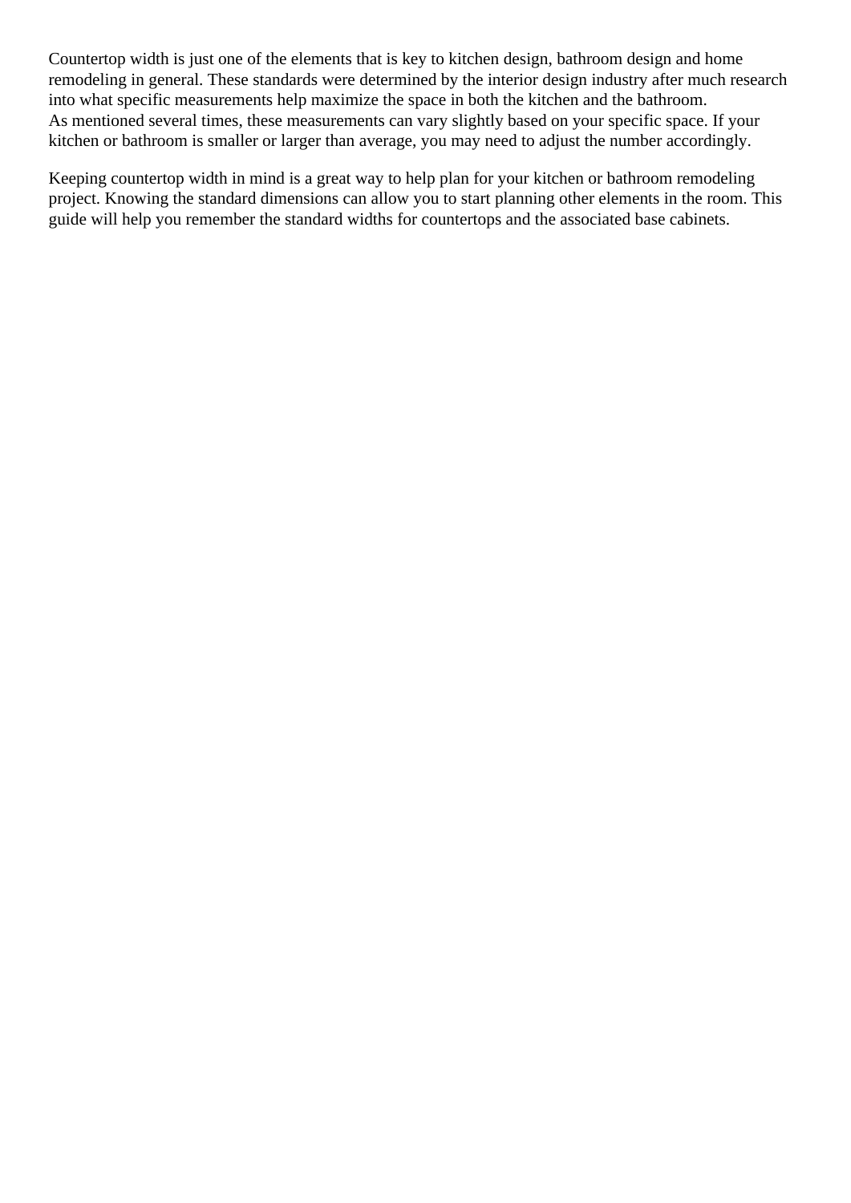Countertop width is just one of the elements that is key to kitchen design, bathroom design and home remodeling in general. These standards were determined by the interior design industry after much research into what specific measurements help maximize the space in both the kitchen and the bathroom.
As mentioned several times, these measurements can vary slightly based on your specific space. If your kitchen or bathroom is smaller or larger than average, you may need to adjust the number accordingly.

Keeping countertop width in mind is a great way to help plan for your kitchen or bathroom remodeling project. Knowing the standard dimensions can allow you to start planning other elements in the room. This guide will help you remember the standard widths for countertops and the associated base cabinets.